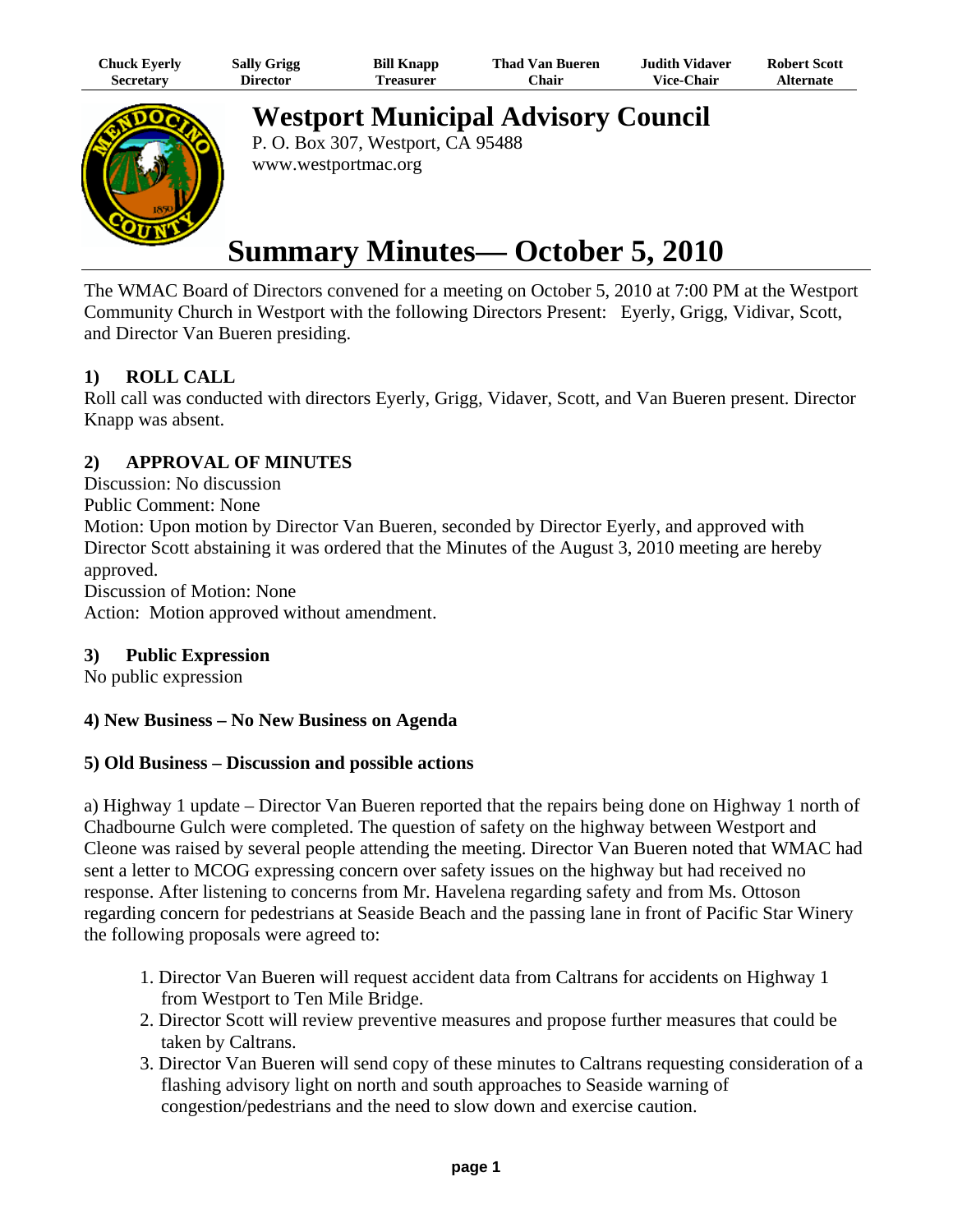| Chuck Eyerly | Sally Grigg | Bill Knapp | Thad Van Bueren | Judith Vidaver | Robert Scott |
| --- | --- | --- | --- | --- | --- |
| Secretary | Director | Treasurer | Chair | Vice-Chair | Alternate |

# Westport Municipal Advisory Council

P. O. Box 307, Westport, CA 95488
www.westportmac.org

# Summary Minutes— October 5, 2010

The WMAC Board of Directors convened for a meeting on October 5, 2010 at 7:00 PM at the Westport Community Church in Westport with the following Directors Present: Eyerly, Grigg, Vidivar, Scott, and Director Van Bueren presiding.

### 1) ROLL CALL

Roll call was conducted with directors Eyerly, Grigg, Vidaver, Scott, and Van Bueren present. Director Knapp was absent.

### 2) APPROVAL OF MINUTES

Discussion: No discussion
Public Comment: None
Motion: Upon motion by Director Van Bueren, seconded by Director Eyerly, and approved with Director Scott abstaining it was ordered that the Minutes of the August 3, 2010 meeting are hereby approved.
Discussion of Motion: None
Action: Motion approved without amendment.

### 3) Public Expression

No public expression

### 4) New Business – No New Business on Agenda

### 5) Old Business – Discussion and possible actions

a) Highway 1 update – Director Van Bueren reported that the repairs being done on Highway 1 north of Chadbourne Gulch were completed. The question of safety on the highway between Westport and Cleone was raised by several people attending the meeting. Director Van Bueren noted that WMAC had sent a letter to MCOG expressing concern over safety issues on the highway but had received no response. After listening to concerns from Mr. Havelena regarding safety and from Ms. Ottoson regarding concern for pedestrians at Seaside Beach and the passing lane in front of Pacific Star Winery the following proposals were agreed to:

1. Director Van Bueren will request accident data from Caltrans for accidents on Highway 1 from Westport to Ten Mile Bridge.
2. Director Scott will review preventive measures and propose further measures that could be taken by Caltrans.
3. Director Van Bueren will send copy of these minutes to Caltrans requesting consideration of a flashing advisory light on north and south approaches to Seaside warning of congestion/pedestrians and the need to slow down and exercise caution.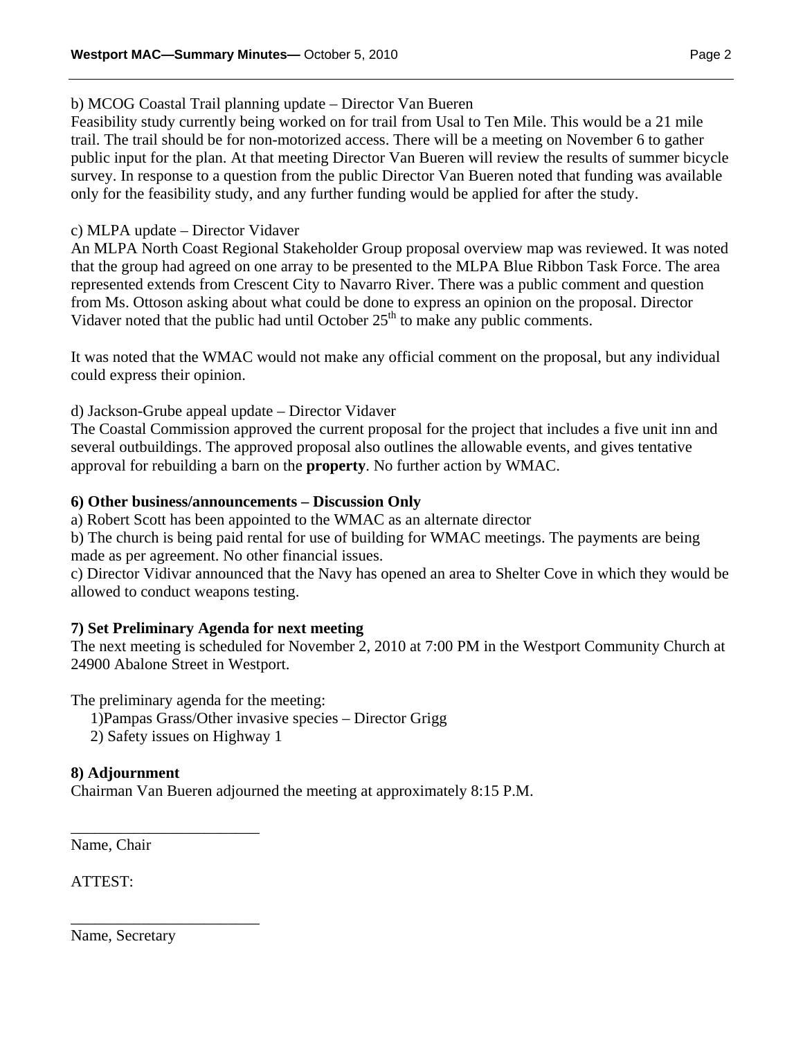b) MCOG Coastal Trail planning update – Director Van Bueren

Feasibility study currently being worked on for trail from Usal to Ten Mile. This would be a 21 mile trail. The trail should be for non-motorized access. There will be a meeting on November 6 to gather public input for the plan. At that meeting Director Van Bueren will review the results of summer bicycle survey. In response to a question from the public Director Van Bueren noted that funding was available only for the feasibility study, and any further funding would be applied for after the study.

c) MLPA update – Director Vidaver

An MLPA North Coast Regional Stakeholder Group proposal overview map was reviewed. It was noted that the group had agreed on one array to be presented to the MLPA Blue Ribbon Task Force. The area represented extends from Crescent City to Navarro River. There was a public comment and question from Ms. Ottoson asking about what could be done to express an opinion on the proposal. Director Vidaver noted that the public had until October 25th to make any public comments.

It was noted that the WMAC would not make any official comment on the proposal, but any individual could express their opinion.

d) Jackson-Grube appeal update – Director Vidaver

The Coastal Commission approved the current proposal for the project that includes a five unit inn and several outbuildings. The approved proposal also outlines the allowable events, and gives tentative approval for rebuilding a barn on the **property**. No further action by WMAC.

**6) Other business/announcements – Discussion Only**

a) Robert Scott has been appointed to the WMAC as an alternate director

b) The church is being paid rental for use of building for WMAC meetings. The payments are being made as per agreement. No other financial issues.

c) Director Vidivar announced that the Navy has opened an area to Shelter Cove in which they would be allowed to conduct weapons testing.

**7) Set Preliminary Agenda for next meeting**

The next meeting is scheduled for November 2, 2010 at 7:00 PM in the Westport Community Church at 24900 Abalone Street in Westport.

The preliminary agenda for the meeting:

1) Pampas Grass/Other invasive species – Director Grigg
2) Safety issues on Highway 1

**8) Adjournment**

Chairman Van Bueren adjourned the meeting at approximately 8:15 P.M.

________________________

Name, Chair

ATTEST:

________________________

Name, Secretary